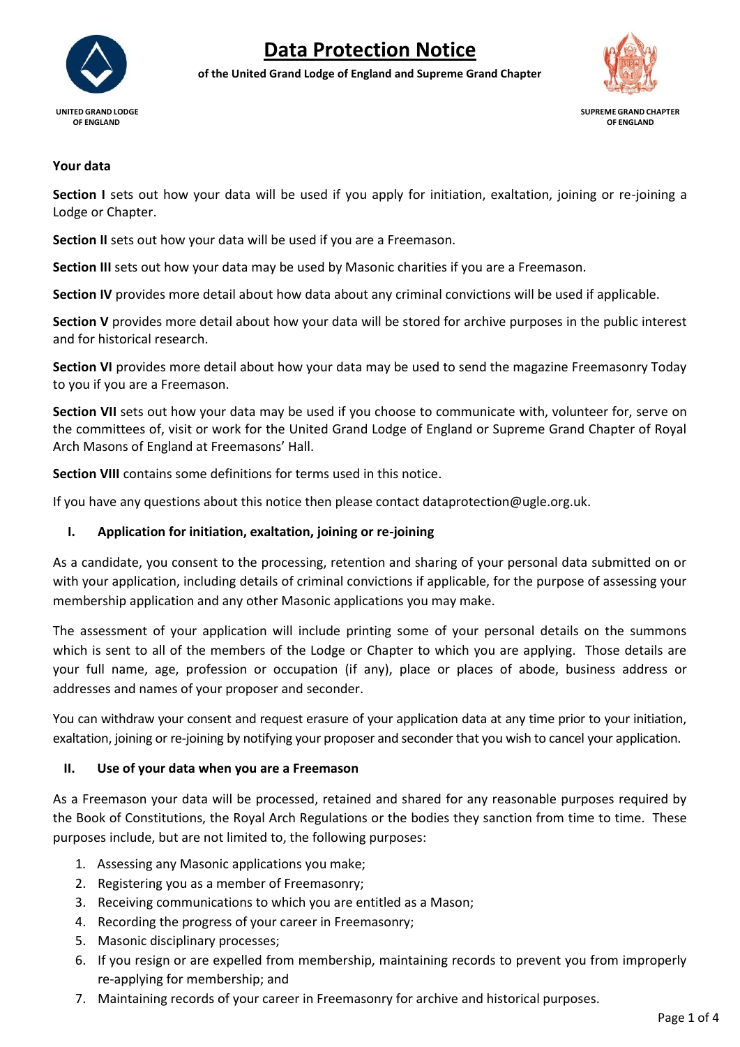# Data Protection Notice

**of the United Grand Lodge of England and Supreme Grand Chapter**

UNITED GRAND LODGE OF ENGLAND

SUPREME GRAND CHAPTER OF ENGLAND

**Your data**

**Section I** sets out how your data will be used if you apply for initiation, exaltation, joining or re-joining a Lodge or Chapter.

**Section II** sets out how your data will be used if you are a Freemason.

**Section III** sets out how your data may be used by Masonic charities if you are a Freemason.

**Section IV** provides more detail about how data about any criminal convictions will be used if applicable.

**Section V** provides more detail about how your data will be stored for archive purposes in the public interest and for historical research.

**Section VI** provides more detail about how your data may be used to send the magazine Freemasonry Today to you if you are a Freemason.

**Section VII** sets out how your data may be used if you choose to communicate with, volunteer for, serve on the committees of, visit or work for the United Grand Lodge of England or Supreme Grand Chapter of Royal Arch Masons of England at Freemasons' Hall.

**Section VIII** contains some definitions for terms used in this notice.

If you have any questions about this notice then please contact dataprotection@ugle.org.uk.

## I. Application for initiation, exaltation, joining or re-joining

As a candidate, you consent to the processing, retention and sharing of your personal data submitted on or with your application, including details of criminal convictions if applicable, for the purpose of assessing your membership application and any other Masonic applications you may make.

The assessment of your application will include printing some of your personal details on the summons which is sent to all of the members of the Lodge or Chapter to which you are applying. Those details are your full name, age, profession or occupation (if any), place or places of abode, business address or addresses and names of your proposer and seconder.

You can withdraw your consent and request erasure of your application data at any time prior to your initiation, exaltation, joining or re-joining by notifying your proposer and seconder that you wish to cancel your application.

## II. Use of your data when you are a Freemason

As a Freemason your data will be processed, retained and shared for any reasonable purposes required by the Book of Constitutions, the Royal Arch Regulations or the bodies they sanction from time to time. These purposes include, but are not limited to, the following purposes:

1. Assessing any Masonic applications you make;
2. Registering you as a member of Freemasonry;
3. Receiving communications to which you are entitled as a Mason;
4. Recording the progress of your career in Freemasonry;
5. Masonic disciplinary processes;
6. If you resign or are expelled from membership, maintaining records to prevent you from improperly re-applying for membership; and
7. Maintaining records of your career in Freemasonry for archive and historical purposes.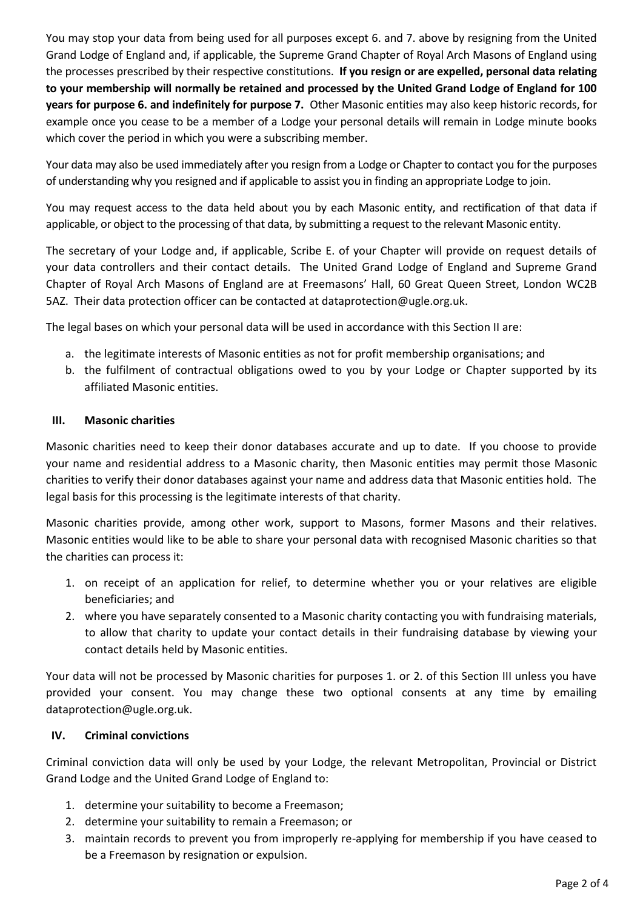You may stop your data from being used for all purposes except 6. and 7. above by resigning from the United Grand Lodge of England and, if applicable, the Supreme Grand Chapter of Royal Arch Masons of England using the processes prescribed by their respective constitutions. **If you resign or are expelled, personal data relating to your membership will normally be retained and processed by the United Grand Lodge of England for 100 years for purpose 6. and indefinitely for purpose 7.** Other Masonic entities may also keep historic records, for example once you cease to be a member of a Lodge your personal details will remain in Lodge minute books which cover the period in which you were a subscribing member.

Your data may also be used immediately after you resign from a Lodge or Chapter to contact you for the purposes of understanding why you resigned and if applicable to assist you in finding an appropriate Lodge to join.

You may request access to the data held about you by each Masonic entity, and rectification of that data if applicable, or object to the processing of that data, by submitting a request to the relevant Masonic entity.

The secretary of your Lodge and, if applicable, Scribe E. of your Chapter will provide on request details of your data controllers and their contact details. The United Grand Lodge of England and Supreme Grand Chapter of Royal Arch Masons of England are at Freemasons' Hall, 60 Great Queen Street, London WC2B 5AZ. Their data protection officer can be contacted at dataprotection@ugle.org.uk.

The legal bases on which your personal data will be used in accordance with this Section II are:

a. the legitimate interests of Masonic entities as not for profit membership organisations; and
b. the fulfilment of contractual obligations owed to you by your Lodge or Chapter supported by its affiliated Masonic entities.

## III. Masonic charities

Masonic charities need to keep their donor databases accurate and up to date. If you choose to provide your name and residential address to a Masonic charity, then Masonic entities may permit those Masonic charities to verify their donor databases against your name and address data that Masonic entities hold. The legal basis for this processing is the legitimate interests of that charity.

Masonic charities provide, among other work, support to Masons, former Masons and their relatives. Masonic entities would like to be able to share your personal data with recognised Masonic charities so that the charities can process it:

1. on receipt of an application for relief, to determine whether you or your relatives are eligible beneficiaries; and
2. where you have separately consented to a Masonic charity contacting you with fundraising materials, to allow that charity to update your contact details in their fundraising database by viewing your contact details held by Masonic entities.

Your data will not be processed by Masonic charities for purposes 1. or 2. of this Section III unless you have provided your consent. You may change these two optional consents at any time by emailing dataprotection@ugle.org.uk.

## IV. Criminal convictions

Criminal conviction data will only be used by your Lodge, the relevant Metropolitan, Provincial or District Grand Lodge and the United Grand Lodge of England to:

1. determine your suitability to become a Freemason;
2. determine your suitability to remain a Freemason; or
3. maintain records to prevent you from improperly re-applying for membership if you have ceased to be a Freemason by resignation or expulsion.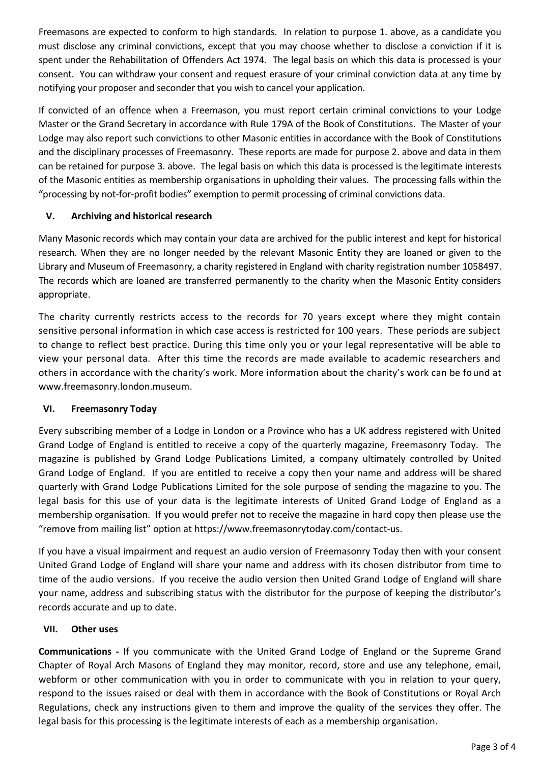Freemasons are expected to conform to high standards. In relation to purpose 1. above, as a candidate you must disclose any criminal convictions, except that you may choose whether to disclose a conviction if it is spent under the Rehabilitation of Offenders Act 1974. The legal basis on which this data is processed is your consent. You can withdraw your consent and request erasure of your criminal conviction data at any time by notifying your proposer and seconder that you wish to cancel your application.

If convicted of an offence when a Freemason, you must report certain criminal convictions to your Lodge Master or the Grand Secretary in accordance with Rule 179A of the Book of Constitutions. The Master of your Lodge may also report such convictions to other Masonic entities in accordance with the Book of Constitutions and the disciplinary processes of Freemasonry. These reports are made for purpose 2. above and data in them can be retained for purpose 3. above. The legal basis on which this data is processed is the legitimate interests of the Masonic entities as membership organisations in upholding their values. The processing falls within the "processing by not-for-profit bodies" exemption to permit processing of criminal convictions data.

## V. Archiving and historical research

Many Masonic records which may contain your data are archived for the public interest and kept for historical research. When they are no longer needed by the relevant Masonic Entity they are loaned or given to the Library and Museum of Freemasonry, a charity registered in England with charity registration number 1058497. The records which are loaned are transferred permanently to the charity when the Masonic Entity considers appropriate.

The charity currently restricts access to the records for 70 years except where they might contain sensitive personal information in which case access is restricted for 100 years. These periods are subject to change to reflect best practice. During this time only you or your legal representative will be able to view your personal data. After this time the records are made available to academic researchers and others in accordance with the charity's work. More information about the charity's work can be found at www.freemasonry.london.museum.

## VI. Freemasonry Today

Every subscribing member of a Lodge in London or a Province who has a UK address registered with United Grand Lodge of England is entitled to receive a copy of the quarterly magazine, Freemasonry Today. The magazine is published by Grand Lodge Publications Limited, a company ultimately controlled by United Grand Lodge of England. If you are entitled to receive a copy then your name and address will be shared quarterly with Grand Lodge Publications Limited for the sole purpose of sending the magazine to you. The legal basis for this use of your data is the legitimate interests of United Grand Lodge of England as a membership organisation. If you would prefer not to receive the magazine in hard copy then please use the "remove from mailing list" option at https://www.freemasonrytoday.com/contact-us.

If you have a visual impairment and request an audio version of Freemasonry Today then with your consent United Grand Lodge of England will share your name and address with its chosen distributor from time to time of the audio versions. If you receive the audio version then United Grand Lodge of England will share your name, address and subscribing status with the distributor for the purpose of keeping the distributor's records accurate and up to date.

## VII. Other uses

**Communications -** If you communicate with the United Grand Lodge of England or the Supreme Grand Chapter of Royal Arch Masons of England they may monitor, record, store and use any telephone, email, webform or other communication with you in order to communicate with you in relation to your query, respond to the issues raised or deal with them in accordance with the Book of Constitutions or Royal Arch Regulations, check any instructions given to them and improve the quality of the services they offer. The legal basis for this processing is the legitimate interests of each as a membership organisation.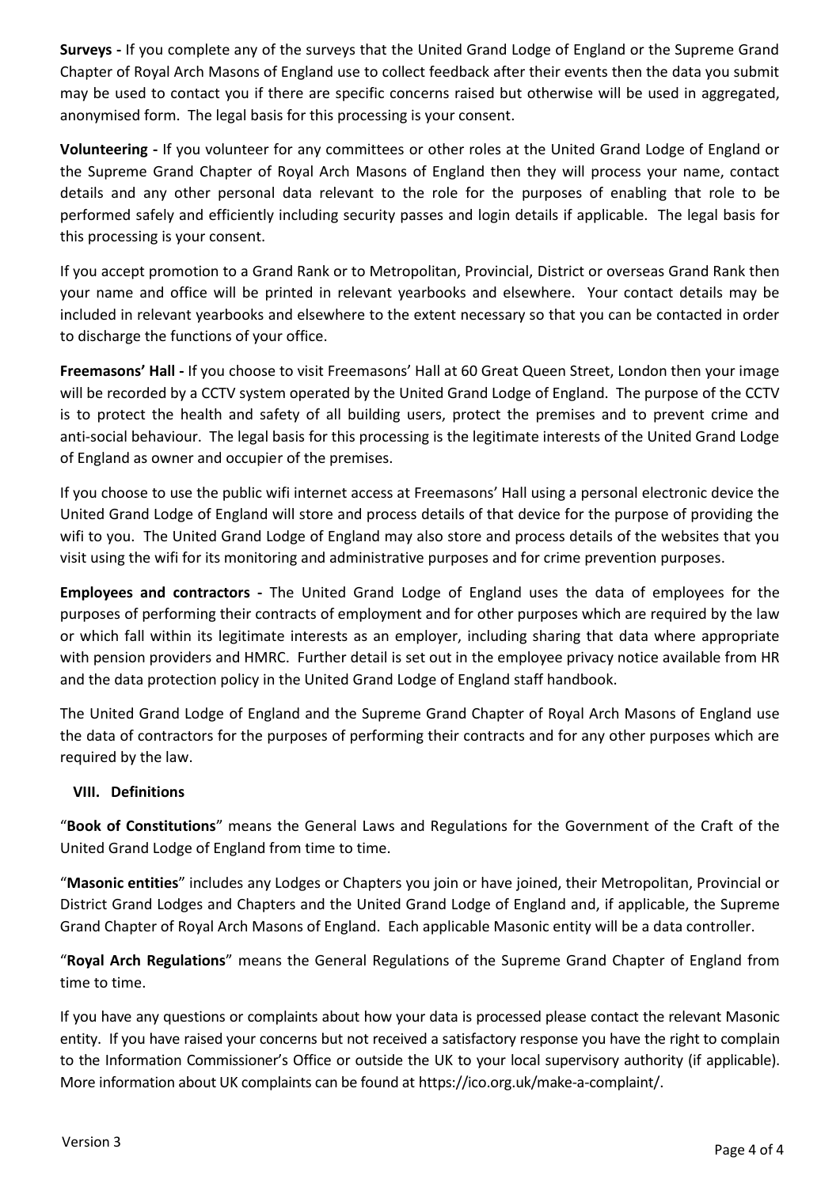**Surveys -** If you complete any of the surveys that the United Grand Lodge of England or the Supreme Grand Chapter of Royal Arch Masons of England use to collect feedback after their events then the data you submit may be used to contact you if there are specific concerns raised but otherwise will be used in aggregated, anonymised form. The legal basis for this processing is your consent.

**Volunteering -** If you volunteer for any committees or other roles at the United Grand Lodge of England or the Supreme Grand Chapter of Royal Arch Masons of England then they will process your name, contact details and any other personal data relevant to the role for the purposes of enabling that role to be performed safely and efficiently including security passes and login details if applicable. The legal basis for this processing is your consent.

If you accept promotion to a Grand Rank or to Metropolitan, Provincial, District or overseas Grand Rank then your name and office will be printed in relevant yearbooks and elsewhere. Your contact details may be included in relevant yearbooks and elsewhere to the extent necessary so that you can be contacted in order to discharge the functions of your office.

**Freemasons' Hall -** If you choose to visit Freemasons' Hall at 60 Great Queen Street, London then your image will be recorded by a CCTV system operated by the United Grand Lodge of England. The purpose of the CCTV is to protect the health and safety of all building users, protect the premises and to prevent crime and anti-social behaviour. The legal basis for this processing is the legitimate interests of the United Grand Lodge of England as owner and occupier of the premises.

If you choose to use the public wifi internet access at Freemasons' Hall using a personal electronic device the United Grand Lodge of England will store and process details of that device for the purpose of providing the wifi to you. The United Grand Lodge of England may also store and process details of the websites that you visit using the wifi for its monitoring and administrative purposes and for crime prevention purposes.

**Employees and contractors -** The United Grand Lodge of England uses the data of employees for the purposes of performing their contracts of employment and for other purposes which are required by the law or which fall within its legitimate interests as an employer, including sharing that data where appropriate with pension providers and HMRC. Further detail is set out in the employee privacy notice available from HR and the data protection policy in the United Grand Lodge of England staff handbook.

The United Grand Lodge of England and the Supreme Grand Chapter of Royal Arch Masons of England use the data of contractors for the purposes of performing their contracts and for any other purposes which are required by the law.

## VIII. Definitions

"**Book of Constitutions**" means the General Laws and Regulations for the Government of the Craft of the United Grand Lodge of England from time to time.

"**Masonic entities**" includes any Lodges or Chapters you join or have joined, their Metropolitan, Provincial or District Grand Lodges and Chapters and the United Grand Lodge of England and, if applicable, the Supreme Grand Chapter of Royal Arch Masons of England. Each applicable Masonic entity will be a data controller.

"**Royal Arch Regulations**" means the General Regulations of the Supreme Grand Chapter of England from time to time.

If you have any questions or complaints about how your data is processed please contact the relevant Masonic entity. If you have raised your concerns but not received a satisfactory response you have the right to complain to the Information Commissioner's Office or outside the UK to your local supervisory authority (if applicable). More information about UK complaints can be found at https://ico.org.uk/make-a-complaint/.

Version 3